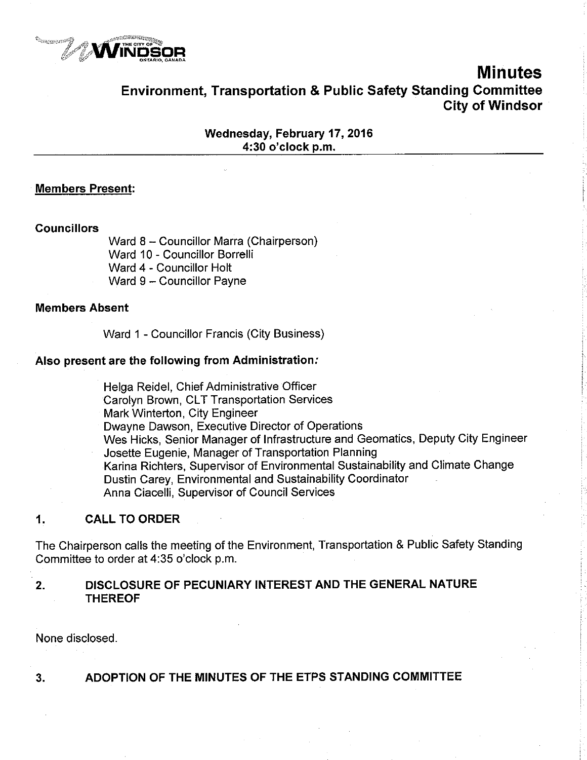# Minutes

## Environment, Transportation & Public Safety Standing Committee
## City of Windsor

**Wednesday, February 17, 2016**
**4:30 o'clock p.m.**

**Members Present:**

**Councillors**

Ward 8 – Councillor Marra (Chairperson)
Ward 10 - Councillor Borrelli
Ward 4 - Councillor Holt
Ward 9 – Councillor Payne

**Members Absent**

Ward 1 - Councillor Francis (City Business)

**Also present are the following from Administration:**

Helga Reidel, Chief Administrative Officer
Carolyn Brown, CLT Transportation Services
Mark Winterton, City Engineer
Dwayne Dawson, Executive Director of Operations
Wes Hicks, Senior Manager of Infrastructure and Geomatics, Deputy City Engineer
Josette Eugenie, Manager of Transportation Planning
Karina Richters, Supervisor of Environmental Sustainability and Climate Change
Dustin Carey, Environmental and Sustainability Coordinator
Anna Ciacelli, Supervisor of Council Services

### 1. CALL TO ORDER

The Chairperson calls the meeting of the Environment, Transportation & Public Safety Standing Committee to order at 4:35 o'clock p.m.

### 2. DISCLOSURE OF PECUNIARY INTEREST AND THE GENERAL NATURE THEREOF

None disclosed.

### 3. ADOPTION OF THE MINUTES OF THE ETPS STANDING COMMITTEE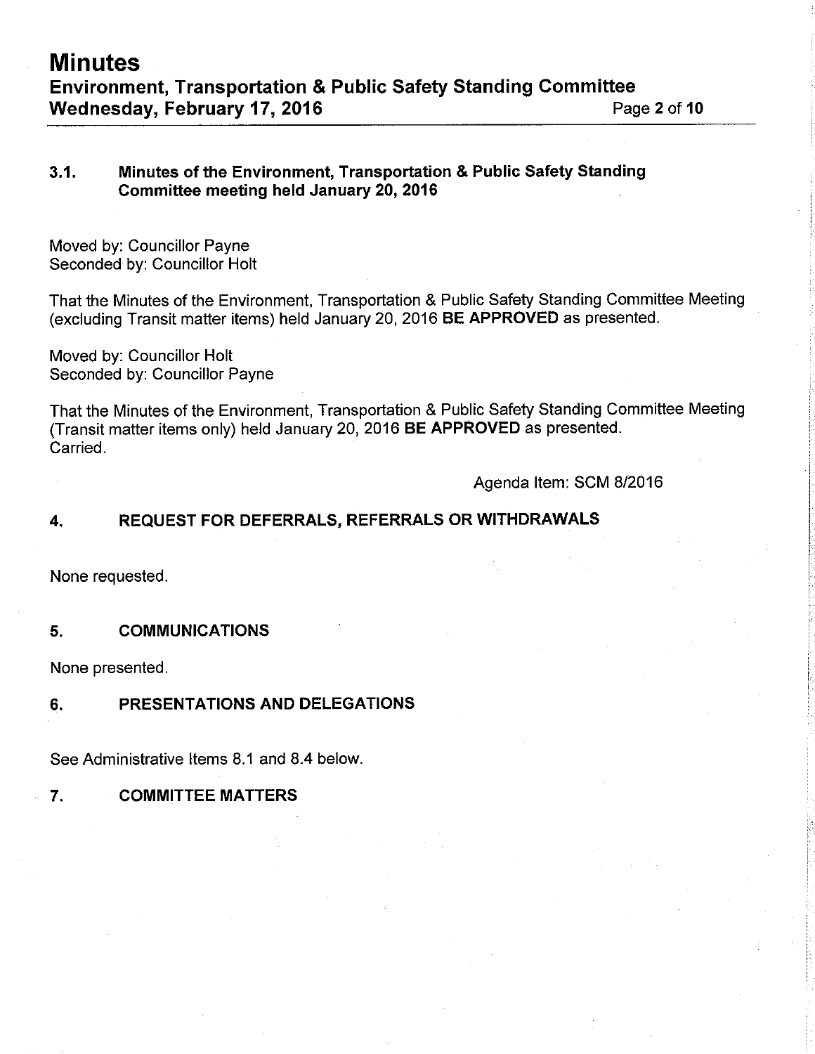### 3.1. Minutes of the Environment, Transportation & Public Safety Standing Committee meeting held January 20, 2016

Moved by: Councillor Payne
Seconded by: Councillor Holt

That the Minutes of the Environment, Transportation & Public Safety Standing Committee Meeting (excluding Transit matter items) held January 20, 2016 **BE APPROVED** as presented.

Moved by: Councillor Holt
Seconded by: Councillor Payne

That the Minutes of the Environment, Transportation & Public Safety Standing Committee Meeting (Transit matter items only) held January 20, 2016 **BE APPROVED** as presented.
Carried.

Agenda Item: SCM 8/2016

## 4. REQUEST FOR DEFERRALS, REFERRALS OR WITHDRAWALS

None requested.

## 5. COMMUNICATIONS

None presented.

## 6. PRESENTATIONS AND DELEGATIONS

See Administrative Items 8.1 and 8.4 below.

## 7. COMMITTEE MATTERS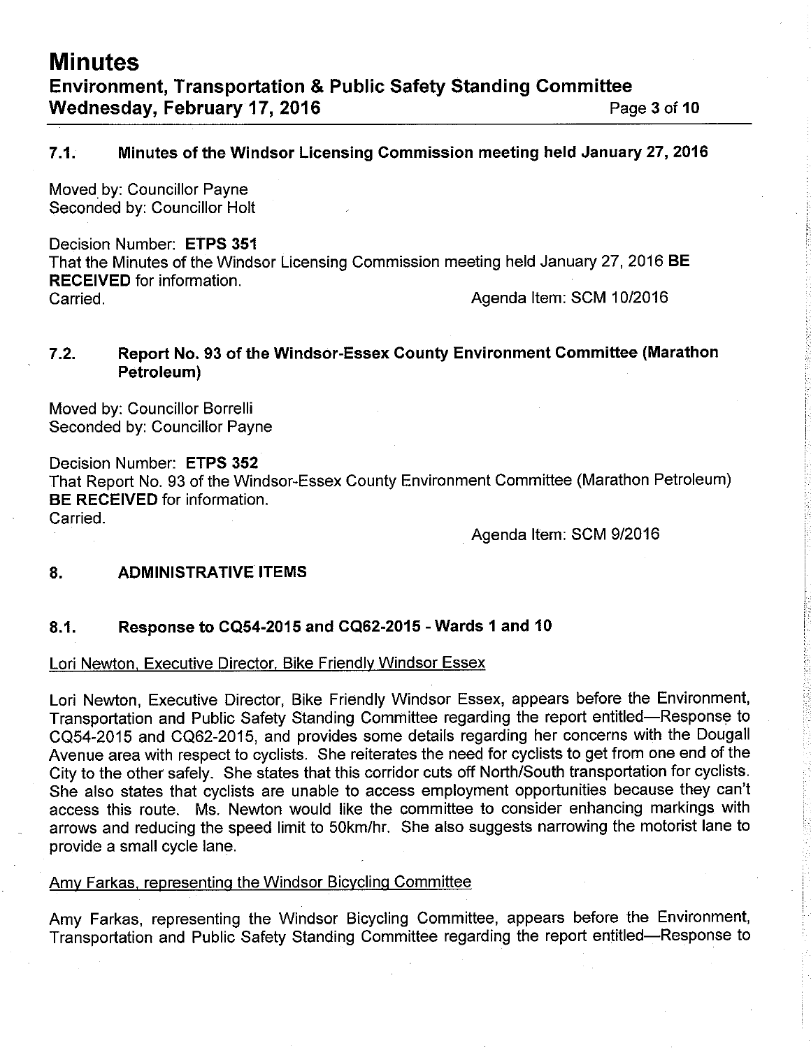## 7.1. Minutes of the Windsor Licensing Commission meeting held January 27, 2016

Moved by: Councillor Payne
Seconded by: Councillor Holt

Decision Number: **ETPS 351**
That the Minutes of the Windsor Licensing Commission meeting held January 27, 2016 **BE RECEIVED** for information.
Carried.

Agenda Item: SCM 10/2016

## 7.2. Report No. 93 of the Windsor-Essex County Environment Committee (Marathon Petroleum)

Moved by: Councillor Borrelli
Seconded by: Councillor Payne

Decision Number: **ETPS 352**
That Report No. 93 of the Windsor-Essex County Environment Committee (Marathon Petroleum) **BE RECEIVED** for information.
Carried.

Agenda Item: SCM 9/2016

# 8. ADMINISTRATIVE ITEMS

## 8.1. Response to CQ54-2015 and CQ62-2015 - Wards 1 and 10

Lori Newton, Executive Director, Bike Friendly Windsor Essex

Lori Newton, Executive Director, Bike Friendly Windsor Essex, appears before the Environment, Transportation and Public Safety Standing Committee regarding the report entitled—Response to CQ54-2015 and CQ62-2015, and provides some details regarding her concerns with the Dougall Avenue area with respect to cyclists. She reiterates the need for cyclists to get from one end of the City to the other safely. She states that this corridor cuts off North/South transportation for cyclists. She also states that cyclists are unable to access employment opportunities because they can't access this route. Ms. Newton would like the committee to consider enhancing markings with arrows and reducing the speed limit to 50km/hr. She also suggests narrowing the motorist lane to provide a small cycle lane.

Amy Farkas, representing the Windsor Bicycling Committee

Amy Farkas, representing the Windsor Bicycling Committee, appears before the Environment, Transportation and Public Safety Standing Committee regarding the report entitled—Response to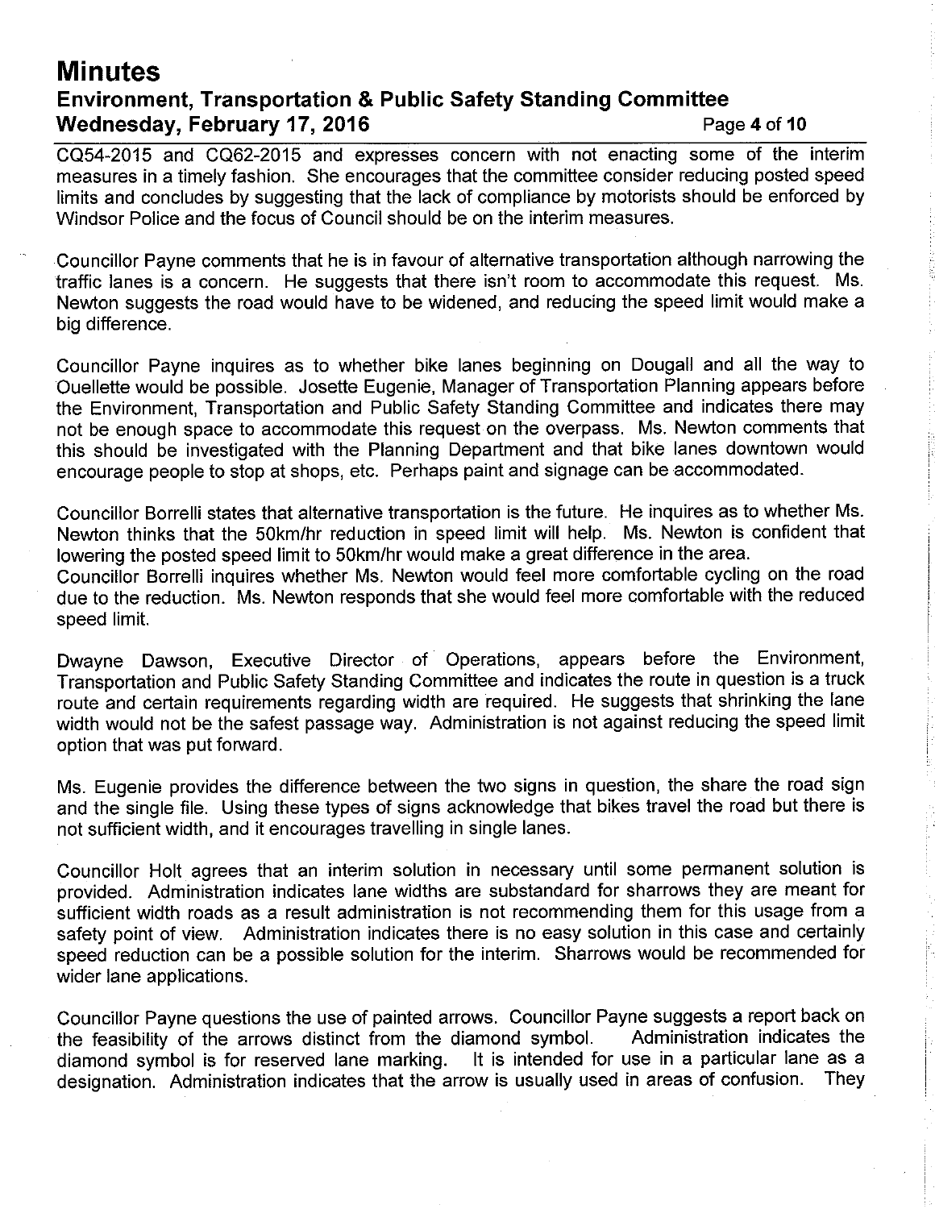CQ54-2015 and CQ62-2015 and expresses concern with not enacting some of the interim measures in a timely fashion. She encourages that the committee consider reducing posted speed limits and concludes by suggesting that the lack of compliance by motorists should be enforced by Windsor Police and the focus of Council should be on the interim measures.

Councillor Payne comments that he is in favour of alternative transportation although narrowing the traffic lanes is a concern. He suggests that there isn't room to accommodate this request. Ms. Newton suggests the road would have to be widened, and reducing the speed limit would make a big difference.

Councillor Payne inquires as to whether bike lanes beginning on Dougall and all the way to Ouellette would be possible. Josette Eugenie, Manager of Transportation Planning appears before the Environment, Transportation and Public Safety Standing Committee and indicates there may not be enough space to accommodate this request on the overpass. Ms. Newton comments that this should be investigated with the Planning Department and that bike lanes downtown would encourage people to stop at shops, etc. Perhaps paint and signage can be accommodated.

Councillor Borrelli states that alternative transportation is the future. He inquires as to whether Ms. Newton thinks that the 50km/hr reduction in speed limit will help. Ms. Newton is confident that lowering the posted speed limit to 50km/hr would make a great difference in the area.
Councillor Borrelli inquires whether Ms. Newton would feel more comfortable cycling on the road due to the reduction. Ms. Newton responds that she would feel more comfortable with the reduced speed limit.

Dwayne Dawson, Executive Director of Operations, appears before the Environment, Transportation and Public Safety Standing Committee and indicates the route in question is a truck route and certain requirements regarding width are required. He suggests that shrinking the lane width would not be the safest passage way. Administration is not against reducing the speed limit option that was put forward.

Ms. Eugenie provides the difference between the two signs in question, the share the road sign and the single file. Using these types of signs acknowledge that bikes travel the road but there is not sufficient width, and it encourages travelling in single lanes.

Councillor Holt agrees that an interim solution in necessary until some permanent solution is provided. Administration indicates lane widths are substandard for sharrows they are meant for sufficient width roads as a result administration is not recommending them for this usage from a safety point of view. Administration indicates there is no easy solution in this case and certainly speed reduction can be a possible solution for the interim. Sharrows would be recommended for wider lane applications.

Councillor Payne questions the use of painted arrows. Councillor Payne suggests a report back on the feasibility of the arrows distinct from the diamond symbol. Administration indicates the diamond symbol is for reserved lane marking. It is intended for use in a particular lane as a designation. Administration indicates that the arrow is usually used in areas of confusion. They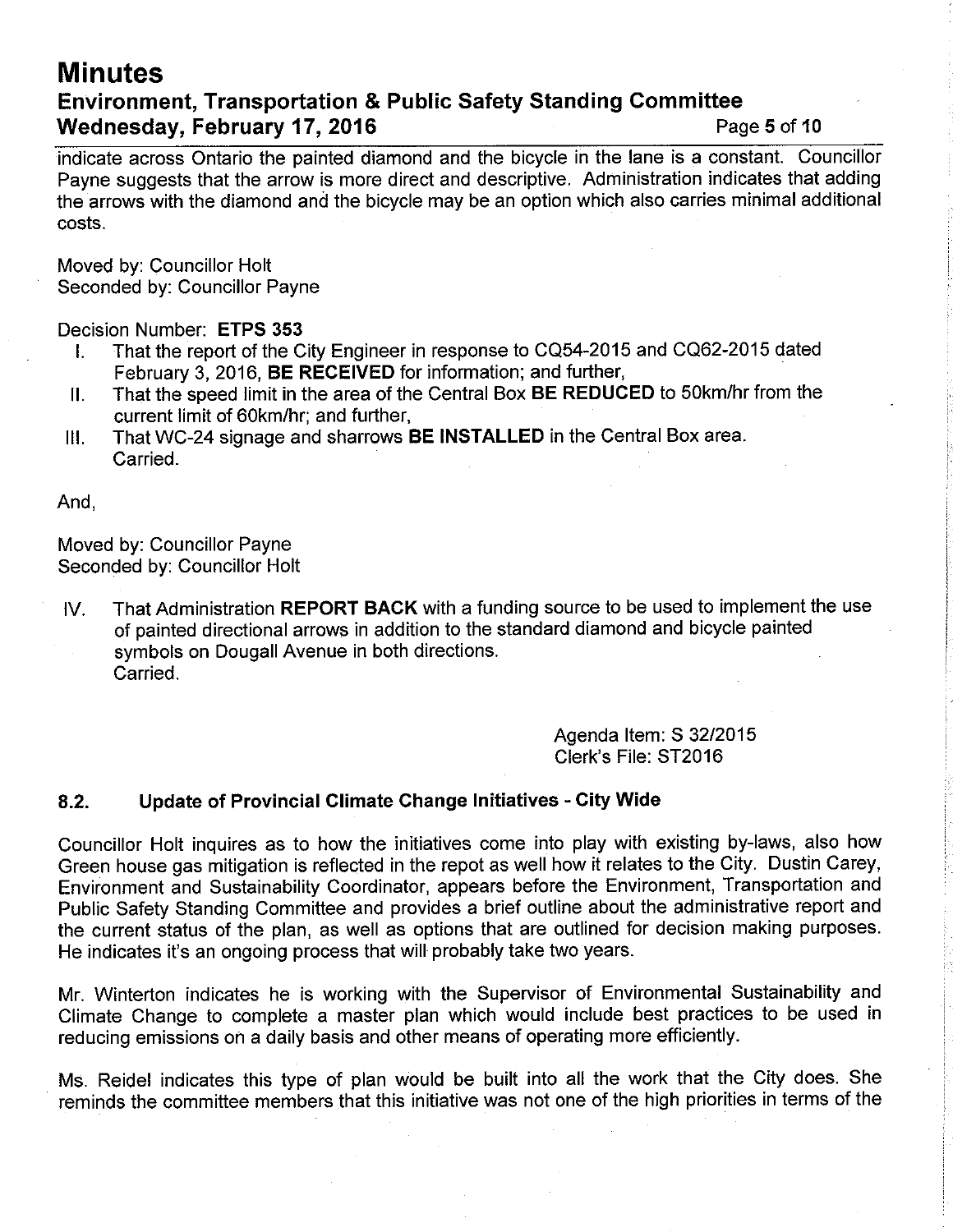indicate across Ontario the painted diamond and the bicycle in the lane is a constant. Councillor Payne suggests that the arrow is more direct and descriptive. Administration indicates that adding the arrows with the diamond and the bicycle may be an option which also carries minimal additional costs.

Moved by: Councillor Holt
Seconded by: Councillor Payne

Decision Number: **ETPS 353**

I. That the report of the City Engineer in response to CQ54-2015 and CQ62-2015 dated February 3, 2016, **BE RECEIVED** for information; and further,
II. That the speed limit in the area of the Central Box **BE REDUCED** to 50km/hr from the current limit of 60km/hr; and further,
III. That WC-24 signage and sharrows **BE INSTALLED** in the Central Box area.
Carried.

And,

Moved by: Councillor Payne
Seconded by: Councillor Holt

IV. That Administration **REPORT BACK** with a funding source to be used to implement the use of painted directional arrows in addition to the standard diamond and bicycle painted symbols on Dougall Avenue in both directions.
Carried.

Agenda Item: S 32/2015
Clerk's File: ST2016

### 8.2. Update of Provincial Climate Change Initiatives - City Wide

Councillor Holt inquires as to how the initiatives come into play with existing by-laws, also how Green house gas mitigation is reflected in the repot as well how it relates to the City. Dustin Carey, Environment and Sustainability Coordinator, appears before the Environment, Transportation and Public Safety Standing Committee and provides a brief outline about the administrative report and the current status of the plan, as well as options that are outlined for decision making purposes. He indicates it's an ongoing process that will probably take two years.

Mr. Winterton indicates he is working with the Supervisor of Environmental Sustainability and Climate Change to complete a master plan which would include best practices to be used in reducing emissions on a daily basis and other means of operating more efficiently.

Ms. Reidel indicates this type of plan would be built into all the work that the City does. She reminds the committee members that this initiative was not one of the high priorities in terms of the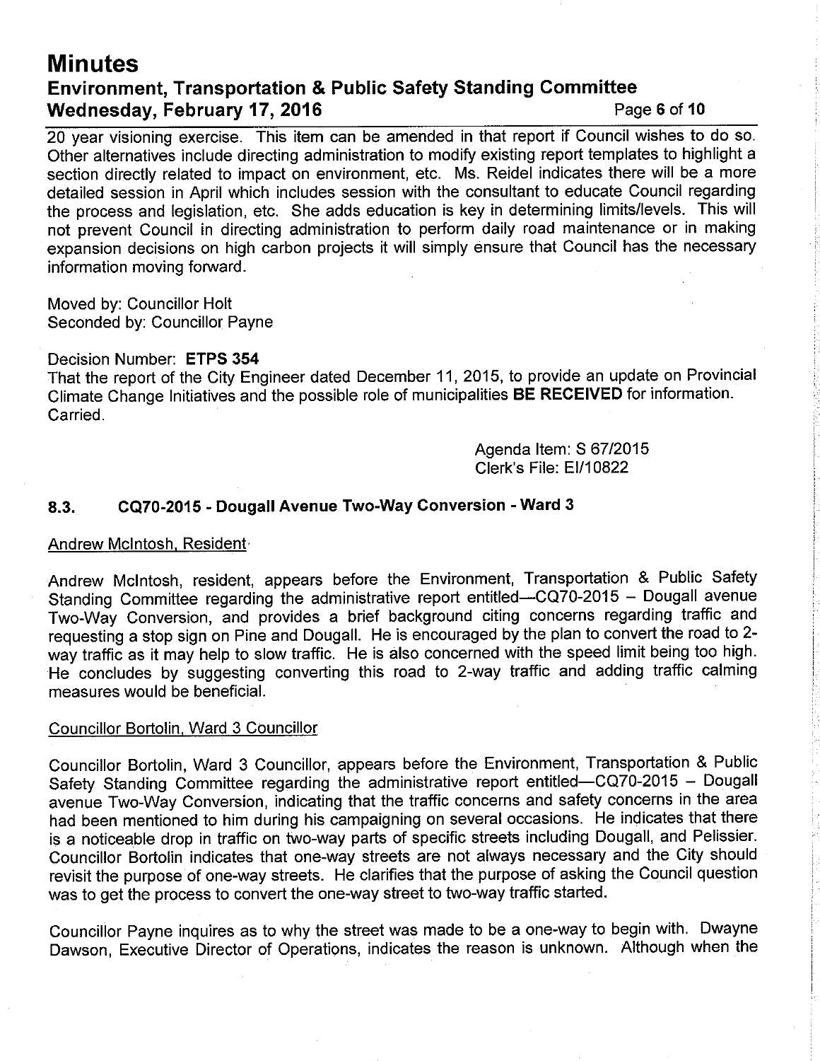20 year visioning exercise. This item can be amended in that report if Council wishes to do so. Other alternatives include directing administration to modify existing report templates to highlight a section directly related to impact on environment, etc. Ms. Reidel indicates there will be a more detailed session in April which includes session with the consultant to educate Council regarding the process and legislation, etc. She adds education is key in determining limits/levels. This will not prevent Council in directing administration to perform daily road maintenance or in making expansion decisions on high carbon projects it will simply ensure that Council has the necessary information moving forward.

Moved by: Councillor Holt
Seconded by: Councillor Payne

Decision Number: **ETPS 354**
That the report of the City Engineer dated December 11, 2015, to provide an update on Provincial Climate Change Initiatives and the possible role of municipalities **BE RECEIVED** for information.
Carried.

Agenda Item: S 67/2015
Clerk's File: EI/10822

### 8.3. CQ70-2015 - Dougall Avenue Two-Way Conversion - Ward 3

Andrew McIntosh, Resident

Andrew McIntosh, resident, appears before the Environment, Transportation & Public Safety Standing Committee regarding the administrative report entitled—CQ70-2015 – Dougall avenue Two-Way Conversion, and provides a brief background citing concerns regarding traffic and requesting a stop sign on Pine and Dougall. He is encouraged by the plan to convert the road to 2-way traffic as it may help to slow traffic. He is also concerned with the speed limit being too high. He concludes by suggesting converting this road to 2-way traffic and adding traffic calming measures would be beneficial.

Councillor Bortolin, Ward 3 Councillor

Councillor Bortolin, Ward 3 Councillor, appears before the Environment, Transportation & Public Safety Standing Committee regarding the administrative report entitled—CQ70-2015 – Dougall avenue Two-Way Conversion, indicating that the traffic concerns and safety concerns in the area had been mentioned to him during his campaigning on several occasions. He indicates that there is a noticeable drop in traffic on two-way parts of specific streets including Dougall, and Pelissier. Councillor Bortolin indicates that one-way streets are not always necessary and the City should revisit the purpose of one-way streets. He clarifies that the purpose of asking the Council question was to get the process to convert the one-way street to two-way traffic started.

Councillor Payne inquires as to why the street was made to be a one-way to begin with. Dwayne Dawson, Executive Director of Operations, indicates the reason is unknown. Although when the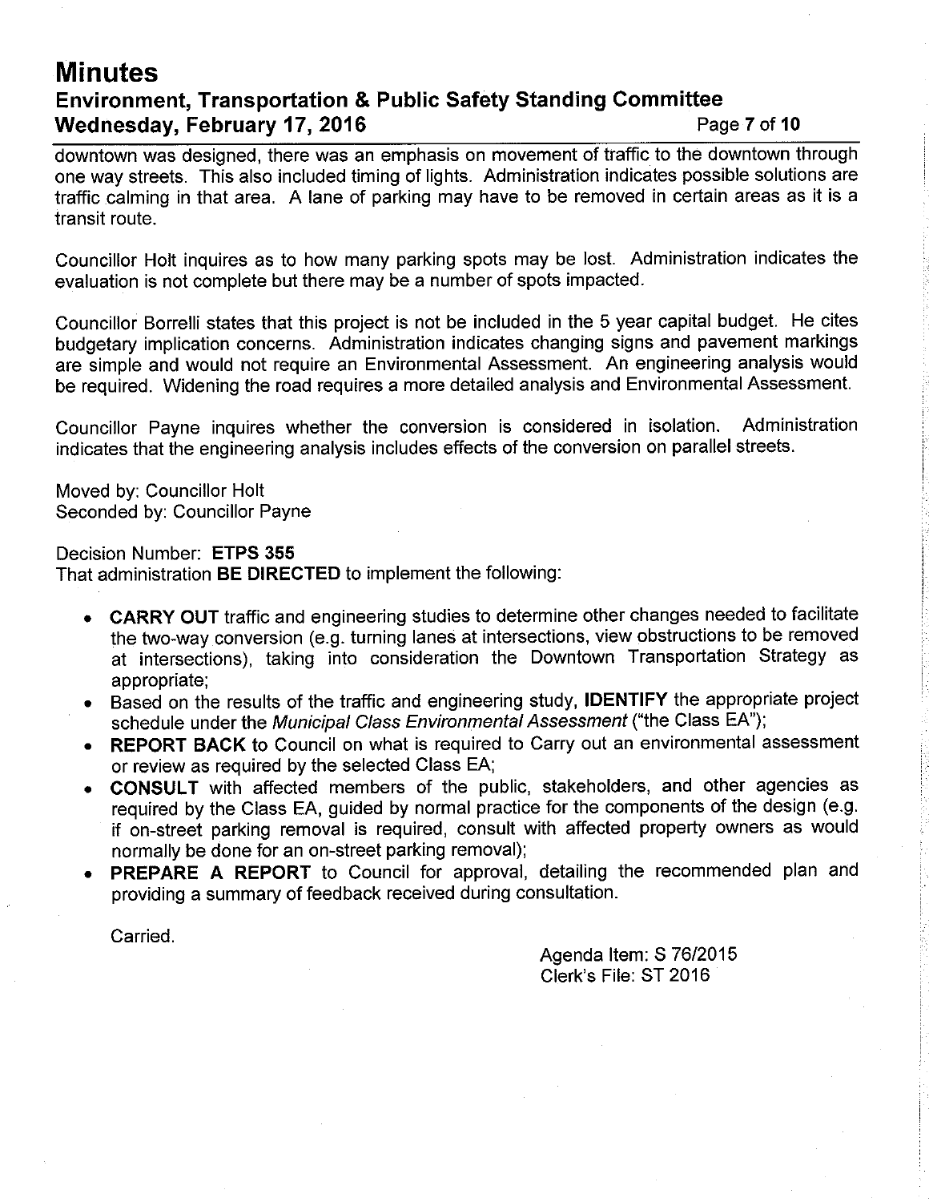downtown was designed, there was an emphasis on movement of traffic to the downtown through one way streets. This also included timing of lights. Administration indicates possible solutions are traffic calming in that area. A lane of parking may have to be removed in certain areas as it is a transit route.

Councillor Holt inquires as to how many parking spots may be lost. Administration indicates the evaluation is not complete but there may be a number of spots impacted.

Councillor Borrelli states that this project is not be included in the 5 year capital budget. He cites budgetary implication concerns. Administration indicates changing signs and pavement markings are simple and would not require an Environmental Assessment. An engineering analysis would be required. Widening the road requires a more detailed analysis and Environmental Assessment.

Councillor Payne inquires whether the conversion is considered in isolation. Administration indicates that the engineering analysis includes effects of the conversion on parallel streets.

Moved by: Councillor Holt
Seconded by: Councillor Payne

Decision Number: **ETPS 355**
That administration **BE DIRECTED** to implement the following:

- **CARRY OUT** traffic and engineering studies to determine other changes needed to facilitate the two-way conversion (e.g. turning lanes at intersections, view obstructions to be removed at intersections), taking into consideration the Downtown Transportation Strategy as appropriate;
- Based on the results of the traffic and engineering study, **IDENTIFY** the appropriate project schedule under the *Municipal Class Environmental Assessment* ("the Class EA");
- **REPORT BACK** to Council on what is required to Carry out an environmental assessment or review as required by the selected Class EA;
- **CONSULT** with affected members of the public, stakeholders, and other agencies as required by the Class EA, guided by normal practice for the components of the design (e.g. if on-street parking removal is required, consult with affected property owners as would normally be done for an on-street parking removal);
- **PREPARE A REPORT** to Council for approval, detailing the recommended plan and providing a summary of feedback received during consultation.

Carried.

Agenda Item: S 76/2015
Clerk's File: ST 2016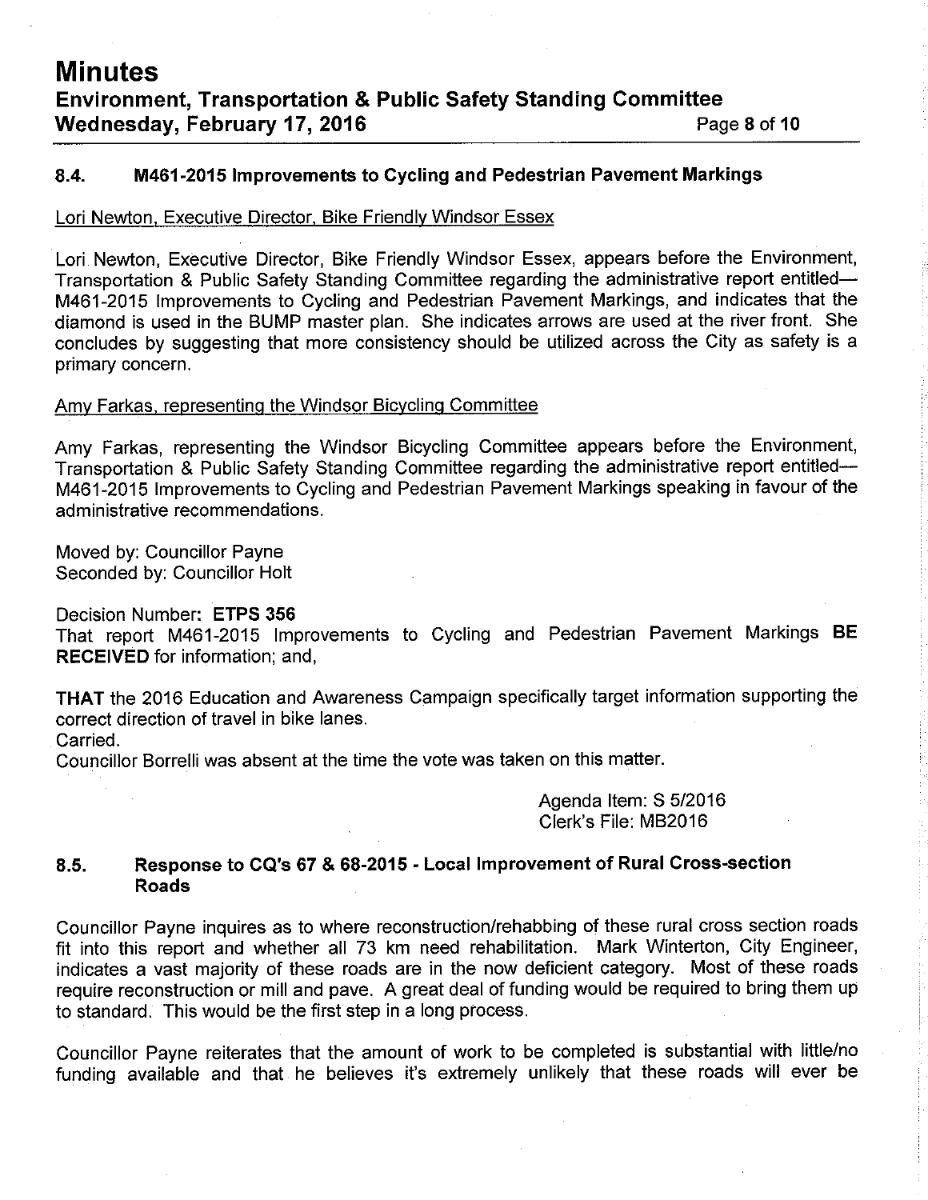### 8.4. M461-2015 Improvements to Cycling and Pedestrian Pavement Markings

Lori Newton, Executive Director, Bike Friendly Windsor Essex

Lori Newton, Executive Director, Bike Friendly Windsor Essex, appears before the Environment, Transportation & Public Safety Standing Committee regarding the administrative report entitled— M461-2015 Improvements to Cycling and Pedestrian Pavement Markings, and indicates that the diamond is used in the BUMP master plan. She indicates arrows are used at the river front. She concludes by suggesting that more consistency should be utilized across the City as safety is a primary concern.

Amy Farkas, representing the Windsor Bicycling Committee

Amy Farkas, representing the Windsor Bicycling Committee appears before the Environment, Transportation & Public Safety Standing Committee regarding the administrative report entitled— M461-2015 Improvements to Cycling and Pedestrian Pavement Markings speaking in favour of the administrative recommendations.

Moved by: Councillor Payne
Seconded by: Councillor Holt

Decision Number: **ETPS 356**
That report M461-2015 Improvements to Cycling and Pedestrian Pavement Markings **BE RECEIVED** for information; and,

**THAT** the 2016 Education and Awareness Campaign specifically target information supporting the correct direction of travel in bike lanes.
Carried.
Councillor Borrelli was absent at the time the vote was taken on this matter.

Agenda Item: S 5/2016
Clerk's File: MB2016

### 8.5. Response to CQ's 67 & 68-2015 - Local Improvement of Rural Cross-section Roads

Councillor Payne inquires as to where reconstruction/rehabbing of these rural cross section roads fit into this report and whether all 73 km need rehabilitation. Mark Winterton, City Engineer, indicates a vast majority of these roads are in the now deficient category. Most of these roads require reconstruction or mill and pave. A great deal of funding would be required to bring them up to standard. This would be the first step in a long process.

Councillor Payne reiterates that the amount of work to be completed is substantial with little/no funding available and that he believes it's extremely unlikely that these roads will ever be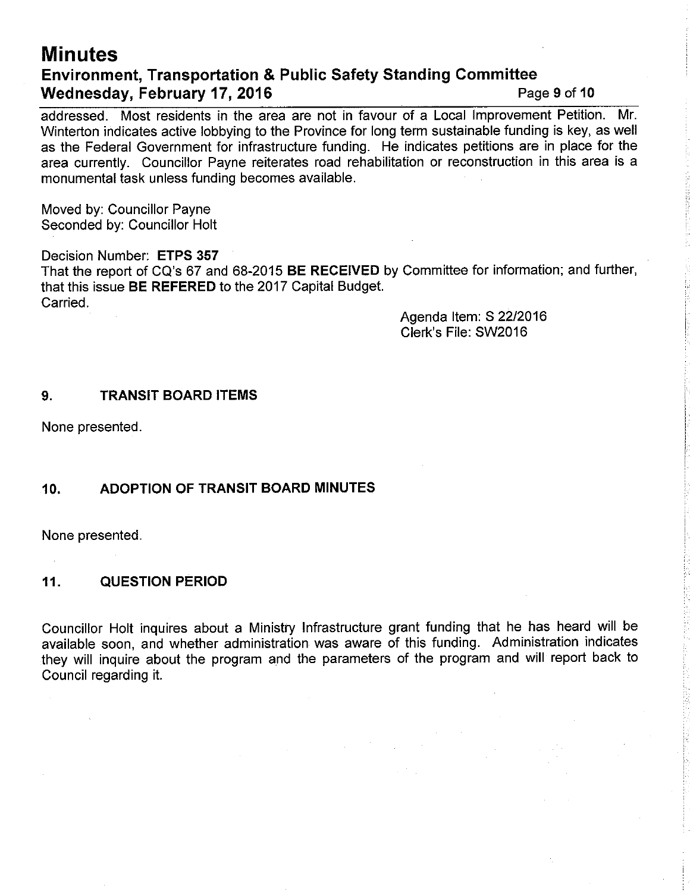addressed. Most residents in the area are not in favour of a Local Improvement Petition. Mr. Winterton indicates active lobbying to the Province for long term sustainable funding is key, as well as the Federal Government for infrastructure funding. He indicates petitions are in place for the area currently. Councillor Payne reiterates road rehabilitation or reconstruction in this area is a monumental task unless funding becomes available.

Moved by: Councillor Payne
Seconded by: Councillor Holt

Decision Number: **ETPS 357**
That the report of CQ's 67 and 68-2015 **BE RECEIVED** by Committee for information; and further, that this issue **BE REFERED** to the 2017 Capital Budget.
Carried.

Agenda Item: S 22/2016
Clerk's File: SW2016

## 9. TRANSIT BOARD ITEMS

None presented.

## 10. ADOPTION OF TRANSIT BOARD MINUTES

None presented.

## 11. QUESTION PERIOD

Councillor Holt inquires about a Ministry Infrastructure grant funding that he has heard will be available soon, and whether administration was aware of this funding. Administration indicates they will inquire about the program and the parameters of the program and will report back to Council regarding it.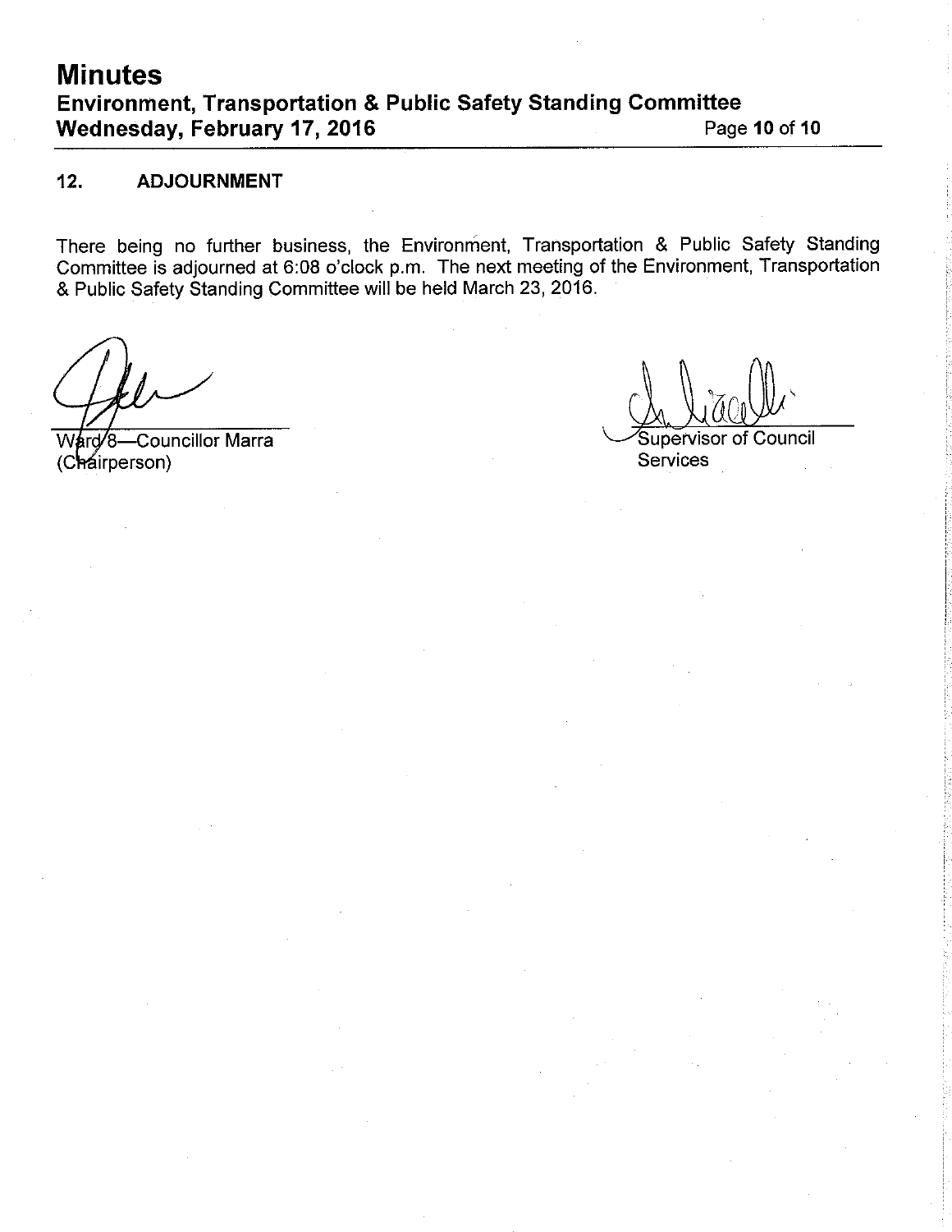## 12. ADJOURNMENT

There being no further business, the Environment, Transportation & Public Safety Standing Committee is adjourned at 6:08 o'clock p.m. The next meeting of the Environment, Transportation & Public Safety Standing Committee will be held March 23, 2016.

Ward 8—Councillor Marra
(Chairperson)

Supervisor of Council
Services